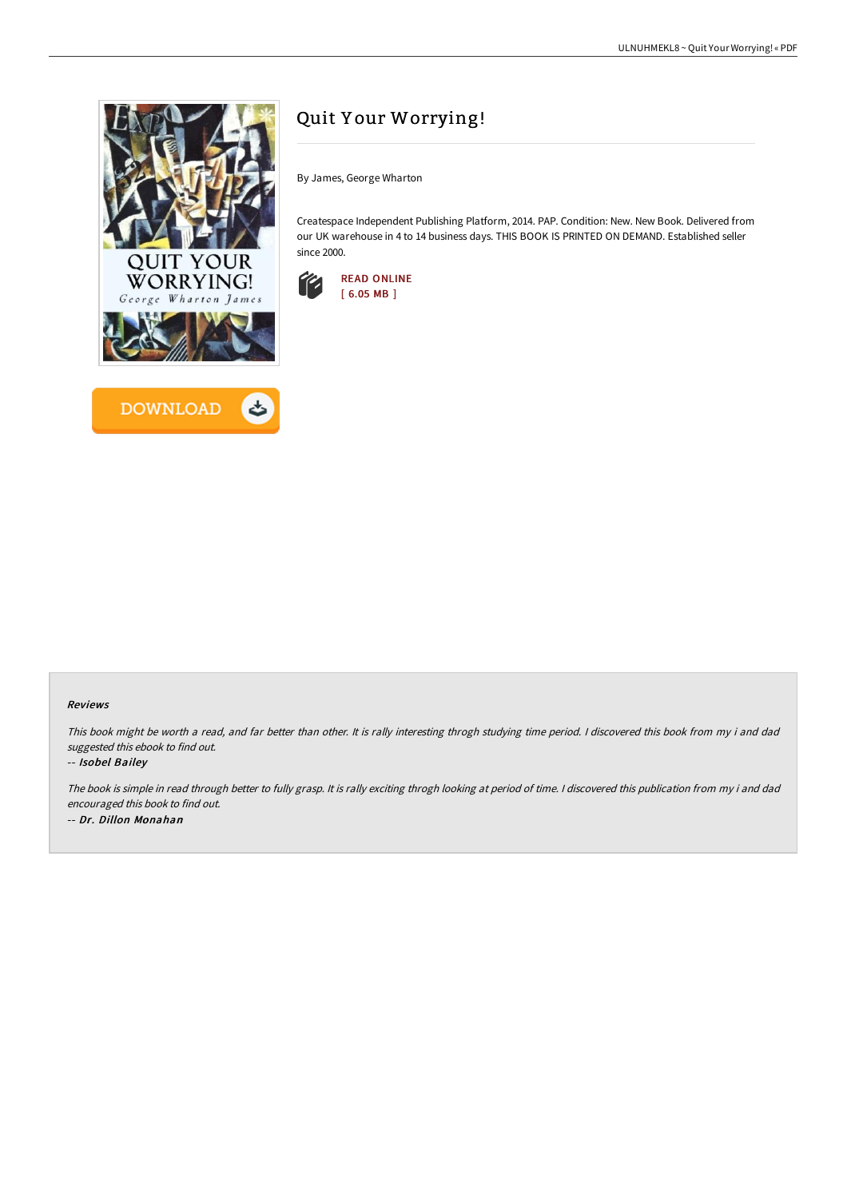# Quit Your Worrying!

By James, George Wharton

Createspace Independent Publishing Platform, 2014. PAP. Condition: New. New Book. Delivered from our UK warehouse in 4 to 14 business days. THIS BOOK IS PRINTED ON DEMAND. Established seller since 2000.

READ ONLINE
[ 6.05 MB ]

DOWNLOAD

### Reviews

*This book might be worth a read, and far better than other. It is rally interesting throgh studying time period. I discovered this book from my i and dad suggested this ebook to find out.*

*-- **Isobel Bailey***

*The book is simple in read through better to fully grasp. It is rally exciting throgh looking at period of time. I discovered this publication from my i and dad encouraged this book to find out.*

*-- **Dr. Dillon Monahan***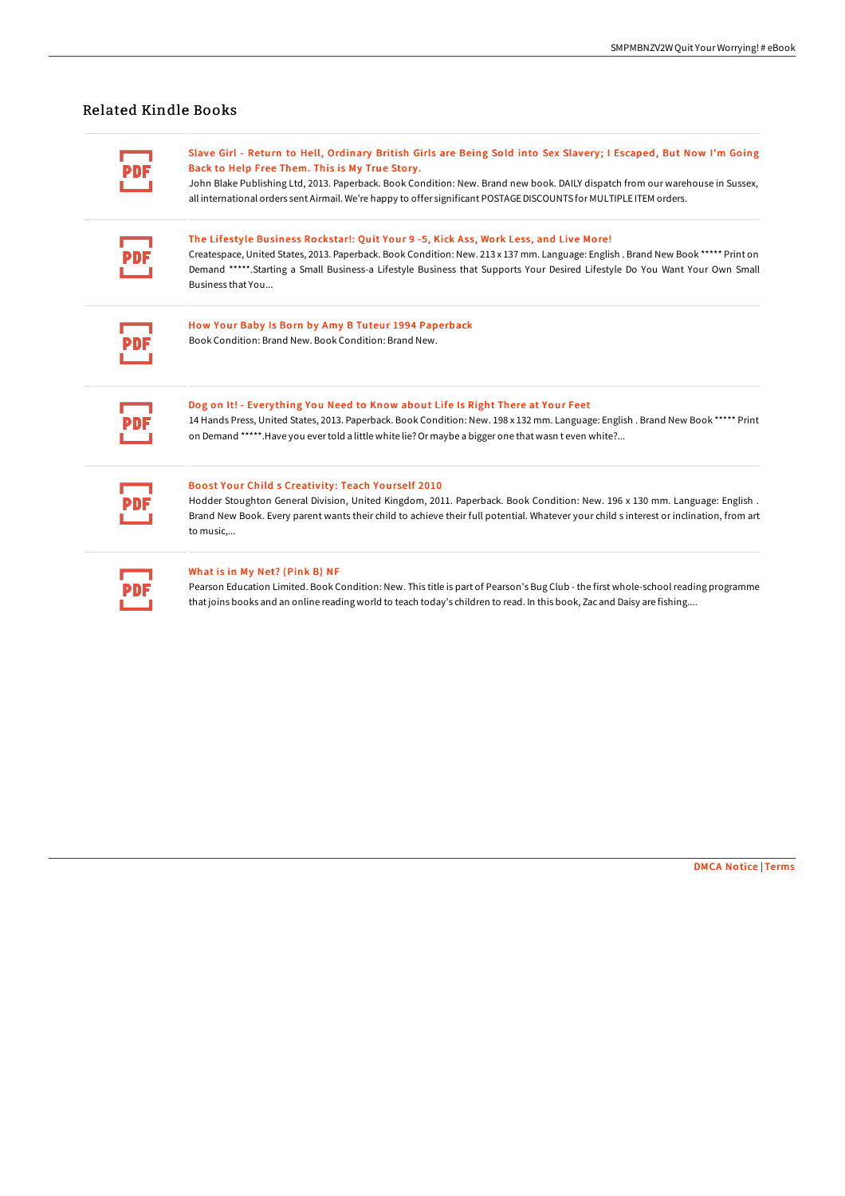## Related Kindle Books

**Slave Girl - Return to Hell, Ordinary British Girls are Being Sold into Sex Slavery; I Escaped, But Now I'm Going Back to Help Free Them. This is My True Story.**

John Blake Publishing Ltd, 2013. Paperback. Book Condition: New. Brand new book. DAILY dispatch from our warehouse in Sussex, all international orders sent Airmail. We're happy to offer significant POSTAGE DISCOUNTS for MULTIPLE ITEM orders.

**The Lifestyle Business Rockstar!: Quit Your 9 -5, Kick Ass, Work Less, and Live More!**

Createspace, United States, 2013. Paperback. Book Condition: New. 213 x 137 mm. Language: English . Brand New Book ***** Print on Demand *****.Starting a Small Business-a Lifestyle Business that Supports Your Desired Lifestyle Do You Want Your Own Small Business that You...

**How Your Baby Is Born by Amy B Tuteur 1994 Paperback**

Book Condition: Brand New. Book Condition: Brand New.

**Dog on It! - Everything You Need to Know about Life Is Right There at Your Feet**

14 Hands Press, United States, 2013. Paperback. Book Condition: New. 198 x 132 mm. Language: English . Brand New Book ***** Print on Demand *****.Have you ever told a little white lie? Or maybe a bigger one that wasn t even white?...

**Boost Your Child s Creativity: Teach Yourself 2010**

Hodder Stoughton General Division, United Kingdom, 2011. Paperback. Book Condition: New. 196 x 130 mm. Language: English . Brand New Book. Every parent wants their child to achieve their full potential. Whatever your child s interest or inclination, from art to music,...

**What is in My Net? (Pink B) NF**

Pearson Education Limited. Book Condition: New. This title is part of Pearson's Bug Club - the first whole-school reading programme that joins books and an online reading world to teach today's children to read. In this book, Zac and Daisy are fishing....